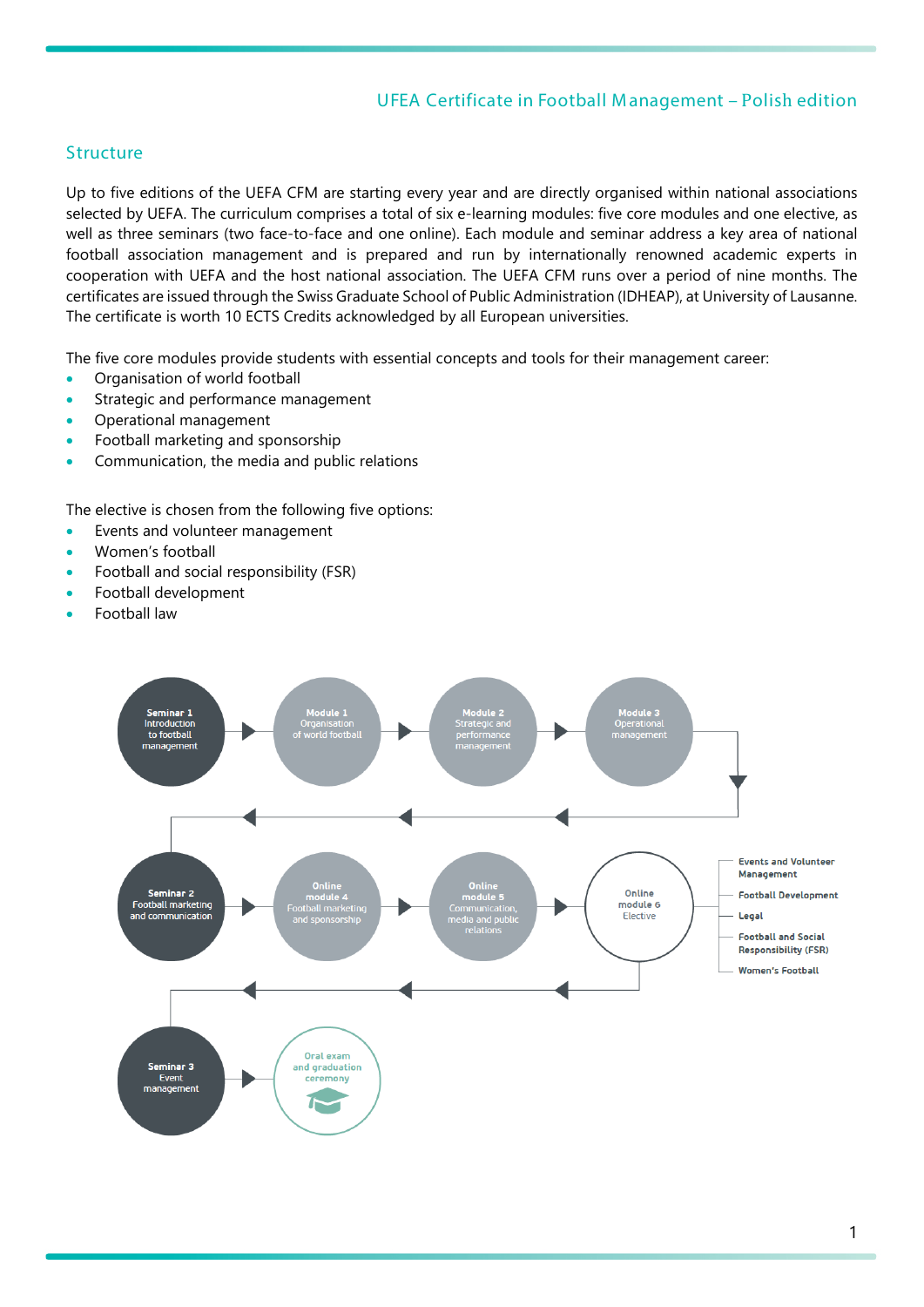## UFEA Certificate in Football Management – Polish edition

### Structure

Up to five editions of the UEFA CFM are starting every year and are directly organised within national associations selected by UEFA. The curriculum comprises a total of six e-learning modules: five core modules and one elective, as well as three seminars (two face-to-face and one online). Each module and seminar address a key area of national football association management and is prepared and run by internationally renowned academic experts in cooperation with UEFA and the host national association. The UEFA CFM runs over a period of nine months. The certificates are issued through the Swiss Graduate School of Public Administration (IDHEAP), at University of Lausanne. The certificate is worth 10 ECTS Credits acknowledged by all European universities.

The five core modules provide students with essential concepts and tools for their management career:

- Organisation of world football
- Strategic and performance management
- Operational management
- Football marketing and sponsorship
- Communication, the media and public relations

The elective is chosen from the following five options:

- Events and volunteer management
- Women's football
- Football and social responsibility (FSR)
- Football development
- Football law

**Seminar 1** Introduction to football management → **Module 1** Organisation of world football → **Module 2** Strategic and performance management → **Module 3** Operational management

→ **Seminar 2** Football marketing and communication → **Online module 4** Football marketing and sponsorship → **Online module 5** Communication, media and public relations → **Online module 6** Elective

- Events and Volunteer Management
- Football Development
- Legal
- Football and Social Responsibility (FSR)
- Women's Football

→ **Seminar 3** Event management → Oral exam and graduation ceremony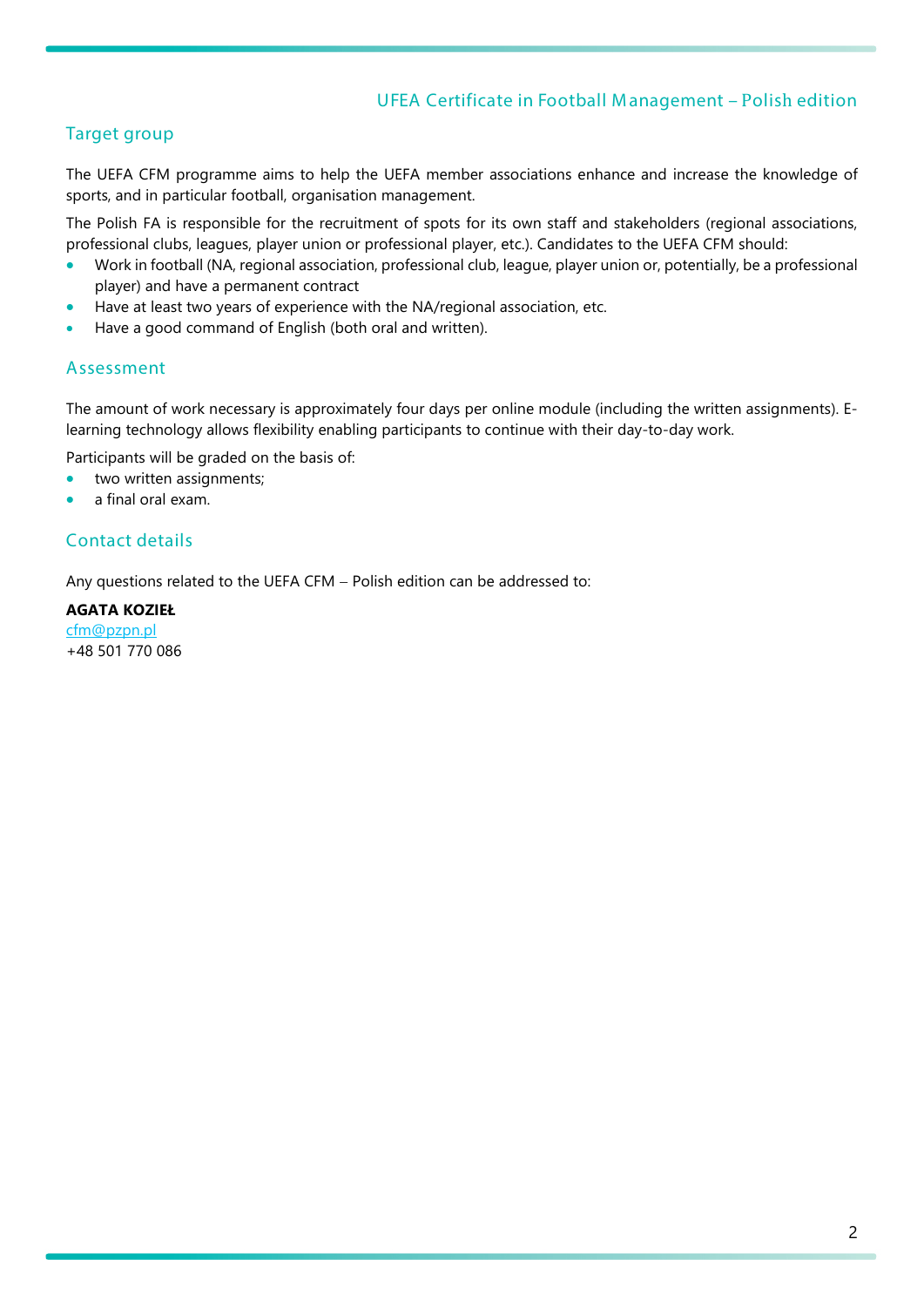## Target group

The UEFA CFM programme aims to help the UEFA member associations enhance and increase the knowledge of sports, and in particular football, organisation management.

The Polish FA is responsible for the recruitment of spots for its own staff and stakeholders (regional associations, professional clubs, leagues, player union or professional player, etc.). Candidates to the UEFA CFM should:

- Work in football (NA, regional association, professional club, league, player union or, potentially, be a professional player) and have a permanent contract
- Have at least two years of experience with the NA/regional association, etc.
- Have a good command of English (both oral and written).

## Assessment

The amount of work necessary is approximately four days per online module (including the written assignments). E-learning technology allows flexibility enabling participants to continue with their day-to-day work.

Participants will be graded on the basis of:

- two written assignments;
- a final oral exam.

## Contact details

Any questions related to the UEFA CFM – Polish edition can be addressed to:

**AGATA KOZIEŁ**
cfm@pzpn.pl
+48 501 770 086